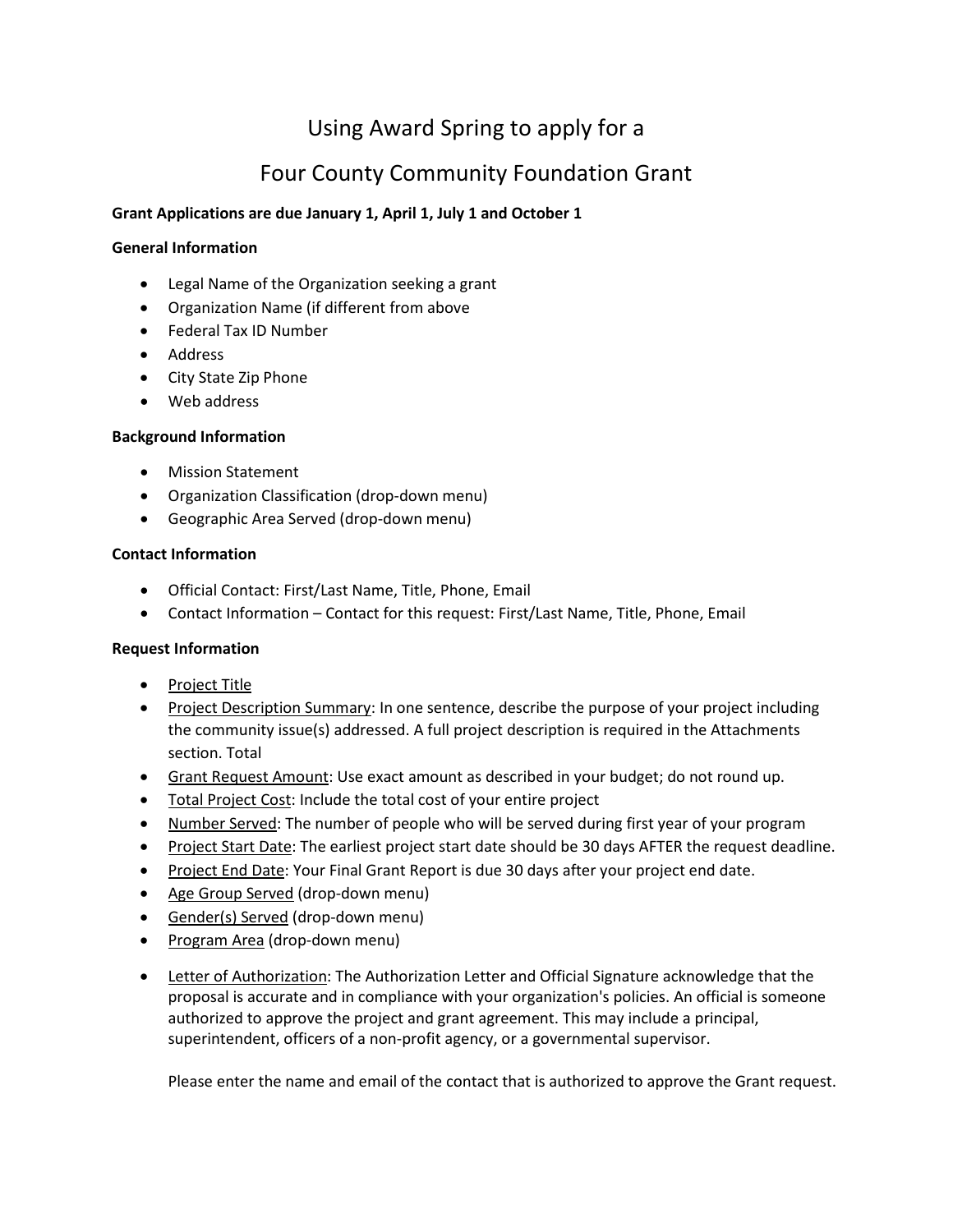# Using Award Spring to apply for a

# Four County Community Foundation Grant

**Grant Applications are due January 1, April 1, July 1 and October 1**

**General Information**

- Legal Name of the Organization seeking a grant
- Organization Name (if different from above
- Federal Tax ID Number
- Address
- City State Zip Phone
- Web address

**Background Information**

- Mission Statement
- Organization Classification (drop-down menu)
- Geographic Area Served (drop-down menu)

**Contact Information**

- Official Contact: First/Last Name, Title, Phone, Email
- Contact Information – Contact for this request: First/Last Name, Title, Phone, Email

**Request Information**

- Project Title
- Project Description Summary: In one sentence, describe the purpose of your project including the community issue(s) addressed. A full project description is required in the Attachments section. Total
- Grant Request Amount: Use exact amount as described in your budget; do not round up.
- Total Project Cost: Include the total cost of your entire project
- Number Served: The number of people who will be served during first year of your program
- Project Start Date: The earliest project start date should be 30 days AFTER the request deadline.
- Project End Date: Your Final Grant Report is due 30 days after your project end date.
- Age Group Served (drop-down menu)
- Gender(s) Served (drop-down menu)
- Program Area (drop-down menu)

- Letter of Authorization: The Authorization Letter and Official Signature acknowledge that the proposal is accurate and in compliance with your organization's policies. An official is someone authorized to approve the project and grant agreement. This may include a principal, superintendent, officers of a non-profit agency, or a governmental supervisor.

  Please enter the name and email of the contact that is authorized to approve the Grant request.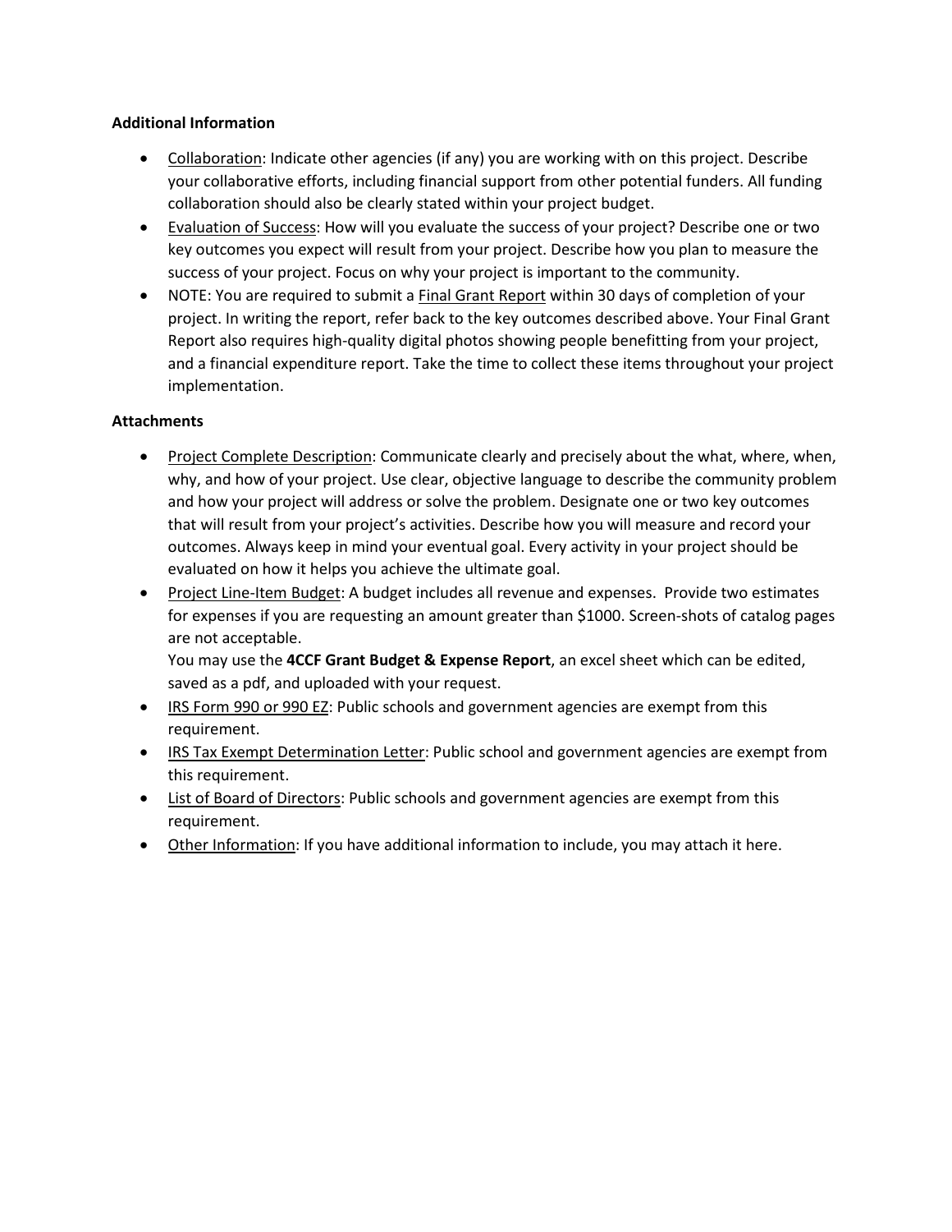**Additional Information**

- Collaboration: Indicate other agencies (if any) you are working with on this project. Describe your collaborative efforts, including financial support from other potential funders. All funding collaboration should also be clearly stated within your project budget.
- Evaluation of Success: How will you evaluate the success of your project? Describe one or two key outcomes you expect will result from your project. Describe how you plan to measure the success of your project. Focus on why your project is important to the community.
- NOTE: You are required to submit a Final Grant Report within 30 days of completion of your project. In writing the report, refer back to the key outcomes described above. Your Final Grant Report also requires high-quality digital photos showing people benefitting from your project, and a financial expenditure report. Take the time to collect these items throughout your project implementation.

**Attachments**

- Project Complete Description: Communicate clearly and precisely about the what, where, when, why, and how of your project. Use clear, objective language to describe the community problem and how your project will address or solve the problem. Designate one or two key outcomes that will result from your project's activities. Describe how you will measure and record your outcomes. Always keep in mind your eventual goal. Every activity in your project should be evaluated on how it helps you achieve the ultimate goal.
- Project Line-Item Budget: A budget includes all revenue and expenses. Provide two estimates for expenses if you are requesting an amount greater than $1000. Screen-shots of catalog pages are not acceptable.
  You may use the **4CCF Grant Budget & Expense Report**, an excel sheet which can be edited, saved as a pdf, and uploaded with your request.
- IRS Form 990 or 990 EZ: Public schools and government agencies are exempt from this requirement.
- IRS Tax Exempt Determination Letter: Public school and government agencies are exempt from this requirement.
- List of Board of Directors: Public schools and government agencies are exempt from this requirement.
- Other Information: If you have additional information to include, you may attach it here.